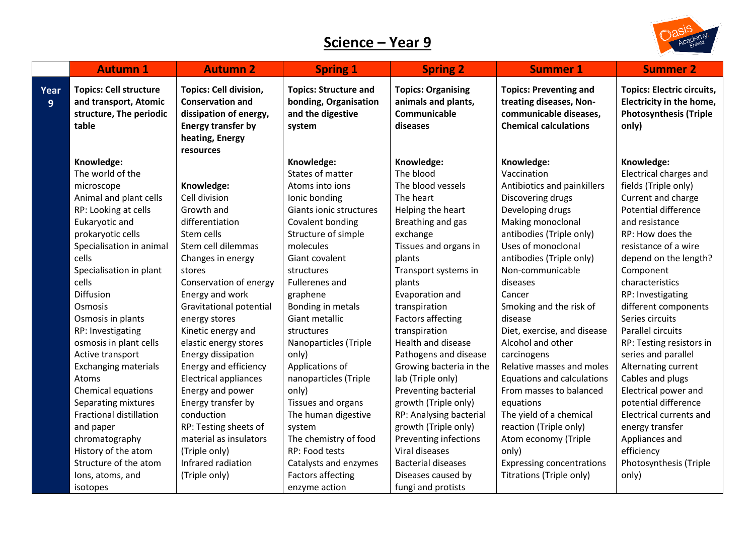# Science – Year 9

| | Autumn 1 | Autumn 2 | Spring 1 | Spring 2 | Summer 1 | Summer 2 |
|---|---|---|---|---|---|---|
| **Year 9** | **Topics: Cell structure and transport, Atomic structure, The periodic table**<br><br>**Knowledge:**<br>The world of the microscope<br>Animal and plant cells<br>RP: Looking at cells<br>Eukaryotic and prokaryotic cells<br>Specialisation in animal cells<br>Specialisation in plant cells<br>Diffusion<br>Osmosis<br>Osmosis in plants<br>RP: Investigating osmosis in plant cells<br>Active transport<br>Exchanging materials<br>Atoms<br>Chemical equations<br>Separating mixtures<br>Fractional distillation and paper chromatography<br>History of the atom<br>Structure of the atom<br>Ions, atoms, and isotopes | **Topics: Cell division, Conservation and dissipation of energy, Energy transfer by heating, Energy resources**<br><br>**Knowledge:**<br>Cell division<br>Growth and differentiation<br>Stem cells<br>Stem cell dilemmas<br>Changes in energy stores<br>Conservation of energy<br>Energy and work<br>Gravitational potential energy stores<br>Kinetic energy and elastic energy stores<br>Energy dissipation<br>Energy and efficiency<br>Electrical appliances<br>Energy and power<br>Energy transfer by conduction<br>RP: Testing sheets of material as insulators (Triple only)<br>Infrared radiation (Triple only) | **Topics: Structure and bonding, Organisation and the digestive system**<br><br>**Knowledge:**<br>States of matter<br>Atoms into ions<br>Ionic bonding<br>Giants ionic structures<br>Covalent bonding<br>Structure of simple molecules<br>Giant covalent structures<br>Fullerenes and graphene<br>Bonding in metals<br>Giant metallic structures<br>Nanoparticles (Triple only)<br>Applications of nanoparticles (Triple only)<br>Tissues and organs<br>The human digestive system<br>The chemistry of food<br>RP: Food tests<br>Catalysts and enzymes<br>Factors affecting enzyme action | **Topics: Organising animals and plants, Communicable diseases**<br><br>**Knowledge:**<br>The blood<br>The blood vessels<br>The heart<br>Helping the heart<br>Breathing and gas exchange<br>Tissues and organs in plants<br>Transport systems in plants<br>Evaporation and transpiration<br>Factors affecting transpiration<br>Health and disease<br>Pathogens and disease<br>Growing bacteria in the lab (Triple only)<br>Preventing bacterial growth (Triple only)<br>RP: Analysing bacterial growth (Triple only)<br>Preventing infections<br>Viral diseases<br>Bacterial diseases<br>Diseases caused by fungi and protists | **Topics: Preventing and treating diseases, Non-communicable diseases, Chemical calculations**<br><br>**Knowledge:**<br>Vaccination<br>Antibiotics and painkillers<br>Discovering drugs<br>Developing drugs<br>Making monoclonal antibodies (Triple only)<br>Uses of monoclonal antibodies (Triple only)<br>Non-communicable diseases<br>Cancer<br>Smoking and the risk of disease<br>Diet, exercise, and disease<br>Alcohol and other carcinogens<br>Relative masses and moles<br>Equations and calculations<br>From masses to balanced equations<br>The yield of a chemical reaction (Triple only)<br>Atom economy (Triple only)<br>Expressing concentrations<br>Titrations (Triple only) | **Topics: Electric circuits, Electricity in the home, Photosynthesis (Triple only)**<br><br>**Knowledge:**<br>Electrical charges and fields (Triple only)<br>Current and charge<br>Potential difference and resistance<br>RP: How does the resistance of a wire depend on the length?<br>Component characteristics<br>RP: Investigating different components<br>Series circuits<br>Parallel circuits<br>RP: Testing resistors in series and parallel<br>Alternating current<br>Cables and plugs<br>Electrical power and potential difference<br>Electrical currents and energy transfer<br>Appliances and efficiency<br>Photosynthesis (Triple only) |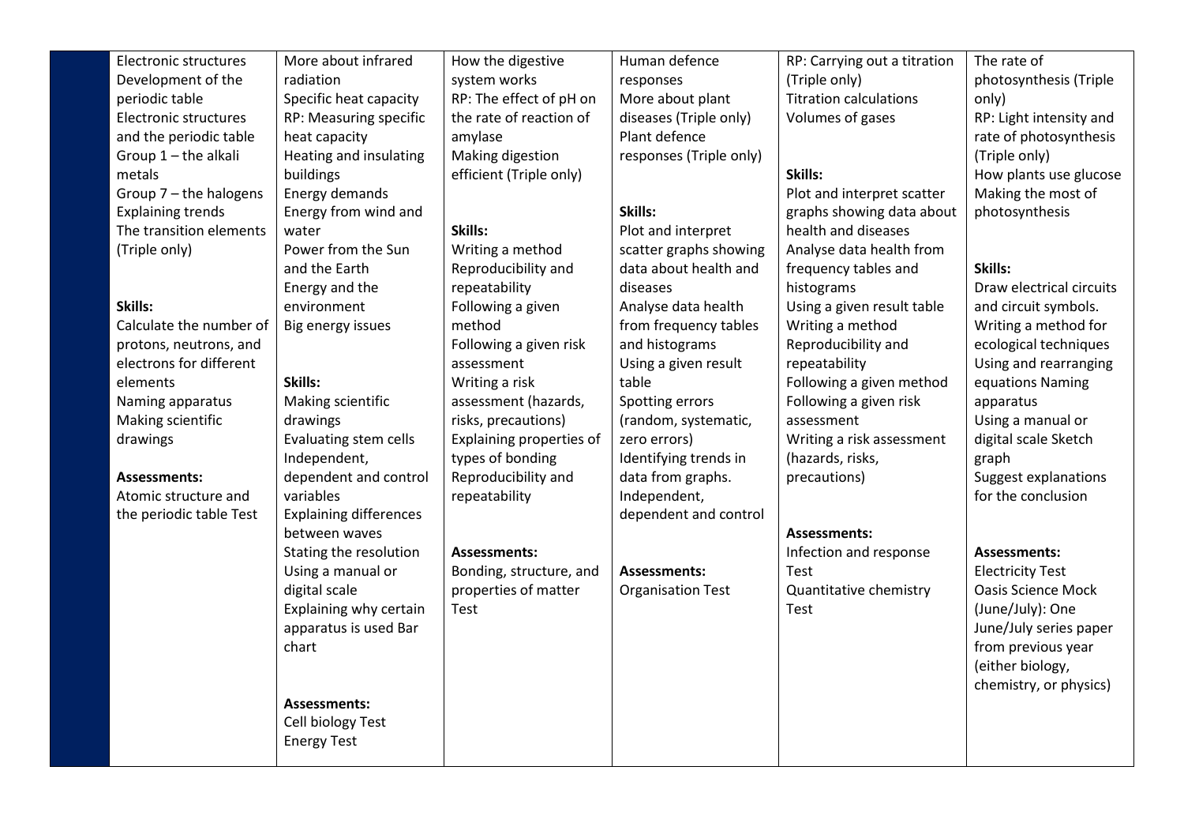| | | | | | | |
|---|---|---|---|---|---|---|
| | Electronic structures<br>Development of the periodic table<br>Electronic structures and the periodic table<br>Group 1 – the alkali metals<br>Group 7 – the halogens<br>Explaining trends<br>The transition elements (Triple only)<br><br>**Skills:**<br>Calculate the number of protons, neutrons, and electrons for different elements<br>Naming apparatus<br>Making scientific drawings<br><br>**Assessments:**<br>Atomic structure and the periodic table Test | More about infrared radiation<br>Specific heat capacity<br>RP: Measuring specific heat capacity<br>Heating and insulating buildings<br>Energy demands<br>Energy from wind and water<br>Power from the Sun and the Earth<br>Energy and the environment<br>Big energy issues<br><br>**Skills:**<br>Making scientific drawings<br>Evaluating stem cells<br>Independent, dependent and control variables<br>Explaining differences between waves<br>Stating the resolution<br>Using a manual or digital scale<br>Explaining why certain apparatus is used Bar chart<br><br>**Assessments:**<br>Cell biology Test<br>Energy Test | How the digestive system works<br>RP: The effect of pH on the rate of reaction of amylase<br>Making digestion efficient (Triple only)<br><br>**Skills:**<br>Writing a method<br>Reproducibility and repeatability<br>Following a given method<br>Following a given risk assessment<br>Writing a risk assessment (hazards, risks, precautions)<br>Explaining properties of types of bonding<br>Reproducibility and repeatability<br><br>**Assessments:**<br>Bonding, structure, and properties of matter Test | Human defence responses<br>More about plant diseases (Triple only)<br>Plant defence responses (Triple only)<br><br>**Skills:**<br>Plot and interpret scatter graphs showing data about health and diseases<br>Analyse data health from frequency tables and histograms<br>Using a given result table<br>Spotting errors (random, systematic, zero errors)<br>Identifying trends in data from graphs.<br>Independent, dependent and control<br><br>**Assessments:**<br>Organisation Test | RP: Carrying out a titration (Triple only)<br>Titration calculations<br>Volumes of gases<br><br>**Skills:**<br>Plot and interpret scatter graphs showing data about health and diseases<br>Analyse data health from frequency tables and histograms<br>Using a given result table<br>Writing a method<br>Reproducibility and repeatability<br>Following a given method<br>Following a given risk assessment<br>Writing a risk assessment (hazards, risks, precautions)<br><br>**Assessments:**<br>Infection and response Test<br>Quantitative chemistry Test | The rate of photosynthesis (Triple only)<br>RP: Light intensity and rate of photosynthesis (Triple only)<br>How plants use glucose<br>Making the most of photosynthesis<br><br>**Skills:**<br>Draw electrical circuits and circuit symbols.<br>Writing a method for ecological techniques<br>Using and rearranging equations Naming apparatus<br>Using a manual or digital scale Sketch graph<br>Suggest explanations for the conclusion<br><br>**Assessments:**<br>Electricity Test<br>Oasis Science Mock (June/July): One June/July series paper from previous year (either biology, chemistry, or physics) |